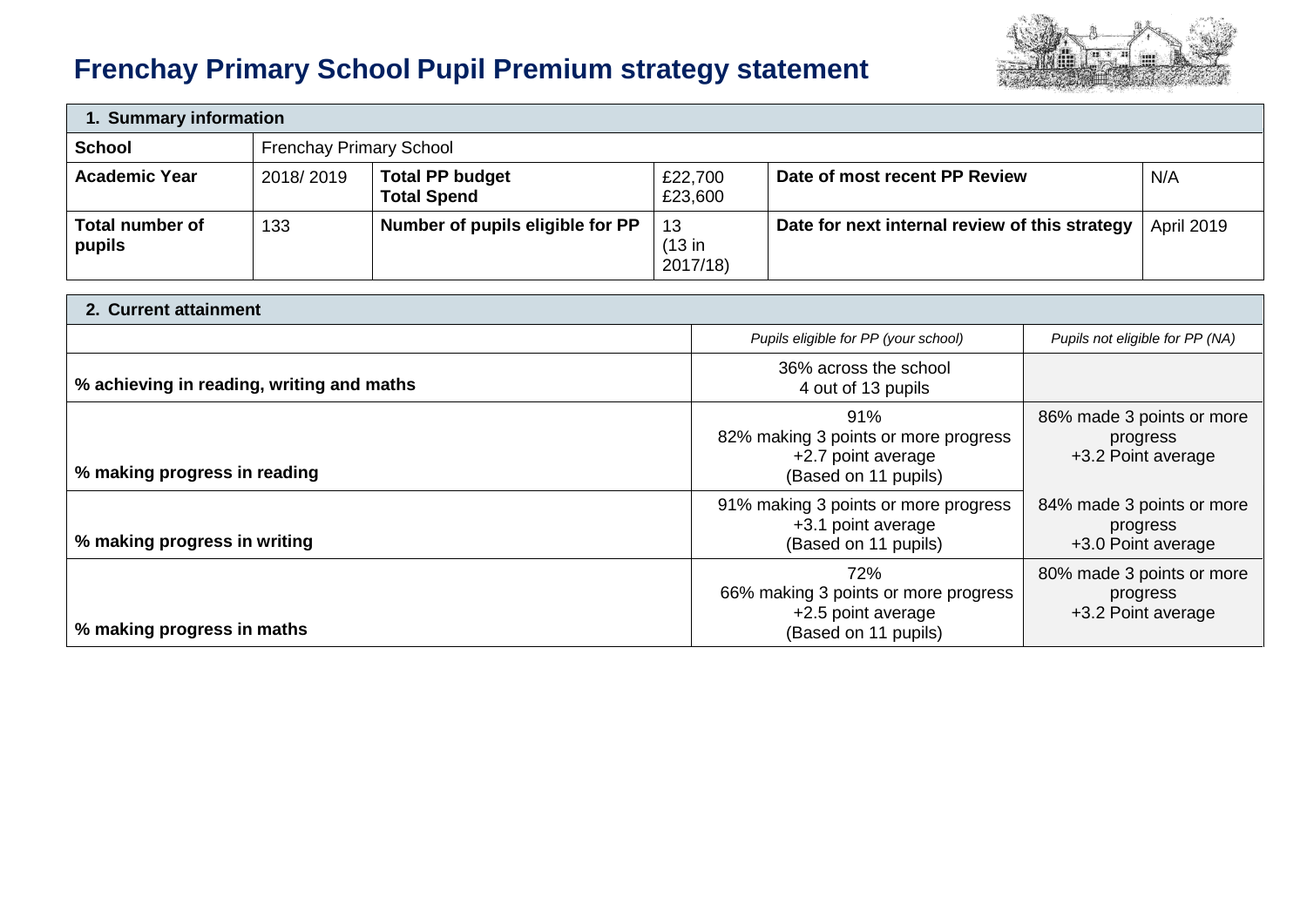# Frenchay Primary School Pupil Premium strategy statement

| 1. Summary information | | | | | |
|---|---|---|---|---|---|
| **School** | Frenchay Primary School | | | | |
| **Academic Year** | 2018/ 2019 | **Total PP budget**<br>**Total Spend** | £22,700<br>£23,600 | **Date of most recent PP Review** | N/A |
| **Total number of pupils** | 133 | **Number of pupils eligible for PP** | 13<br>(13 in 2017/18) | **Date for next internal review of this strategy** | April 2019 |

| 2. Current attainment | | |
|---|---|---|
| | *Pupils eligible for PP (your school)* | *Pupils not eligible for PP (NA)* |
| **% achieving in reading, writing and maths** | 36% across the school<br>4 out of 13 pupils | |
| **% making progress in reading** | 91%<br>82% making 3 points or more progress<br>+2.7 point average<br>(Based on 11 pupils) | 86% made 3 points or more progress<br>+3.2 Point average |
| **% making progress in writing** | 91% making 3 points or more progress<br>+3.1 point average<br>(Based on 11 pupils) | 84% made 3 points or more progress<br>+3.0 Point average |
| **% making progress in maths** | 72%<br>66% making 3 points or more progress<br>+2.5 point average<br>(Based on 11 pupils) | 80% made 3 points or more progress<br>+3.2 Point average |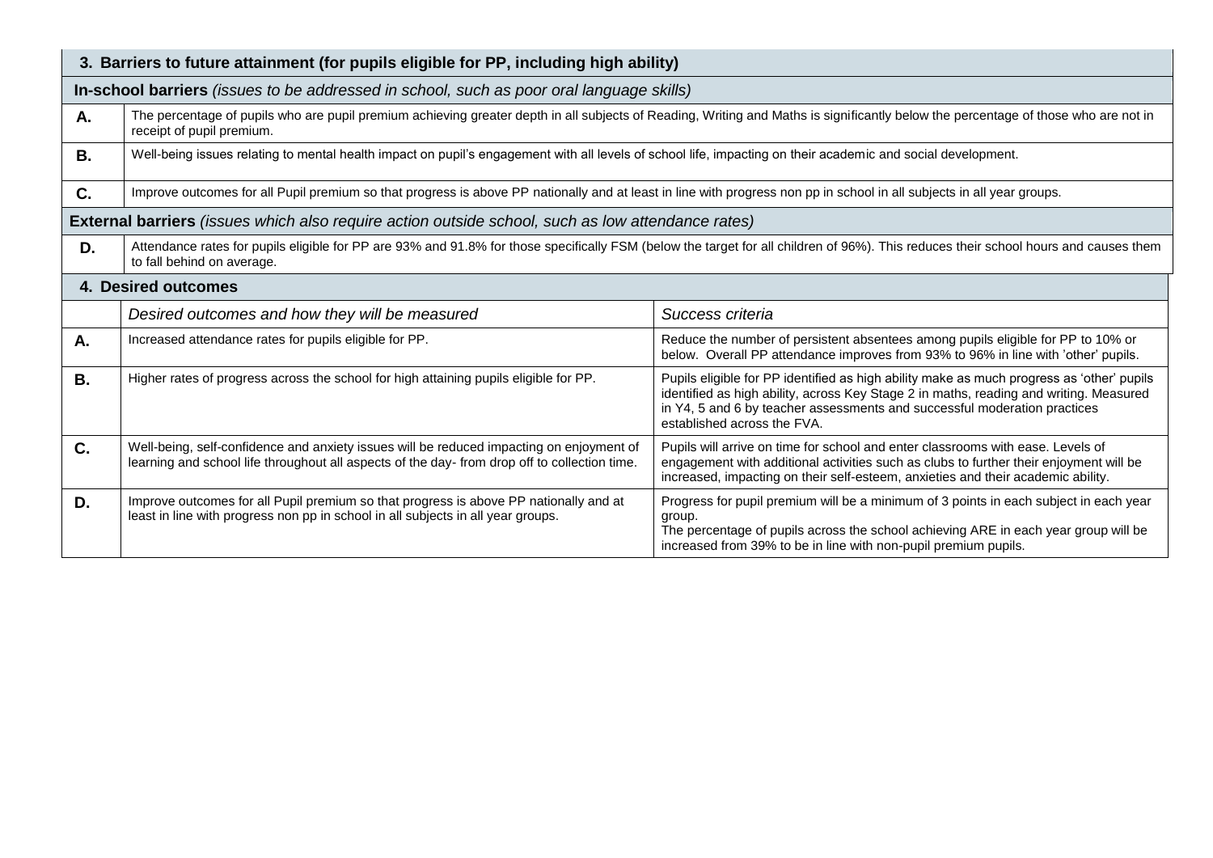| **3. Barriers to future attainment (for pupils eligible for PP, including high ability)** | |
|---|---|
| **In-school barriers** *(issues to be addressed in school, such as poor oral language skills)* | |
| **A.** | The percentage of pupils who are pupil premium achieving greater depth in all subjects of Reading, Writing and Maths is significantly below the percentage of those who are not in receipt of pupil premium. |
| **B.** | Well-being issues relating to mental health impact on pupil's engagement with all levels of school life, impacting on their academic and social development. |
| **C.** | Improve outcomes for all Pupil premium so that progress is above PP nationally and at least in line with progress non pp in school in all subjects in all year groups. |
| **External barriers** *(issues which also require action outside school, such as low attendance rates)* | |
| **D.** | Attendance rates for pupils eligible for PP are 93% and 91.8% for those specifically FSM (below the target for all children of 96%). This reduces their school hours and causes them to fall behind on average. |

| **4. Desired outcomes** | | |
|---|---|---|
| | *Desired outcomes and how they will be measured* | *Success criteria* |
| **A.** | Increased attendance rates for pupils eligible for PP. | Reduce the number of persistent absentees among pupils eligible for PP to 10% or below. Overall PP attendance improves from 93% to 96% in line with 'other' pupils. |
| **B.** | Higher rates of progress across the school for high attaining pupils eligible for PP. | Pupils eligible for PP identified as high ability make as much progress as 'other' pupils identified as high ability, across Key Stage 2 in maths, reading and writing. Measured in Y4, 5 and 6 by teacher assessments and successful moderation practices established across the FVA. |
| **C.** | Well-being, self-confidence and anxiety issues will be reduced impacting on enjoyment of learning and school life throughout all aspects of the day- from drop off to collection time. | Pupils will arrive on time for school and enter classrooms with ease. Levels of engagement with additional activities such as clubs to further their enjoyment will be increased, impacting on their self-esteem, anxieties and their academic ability. |
| **D.** | Improve outcomes for all Pupil premium so that progress is above PP nationally and at least in line with progress non pp in school in all subjects in all year groups. | Progress for pupil premium will be a minimum of 3 points in each subject in each year group.<br>The percentage of pupils across the school achieving ARE in each year group will be increased from 39% to be in line with non-pupil premium pupils. |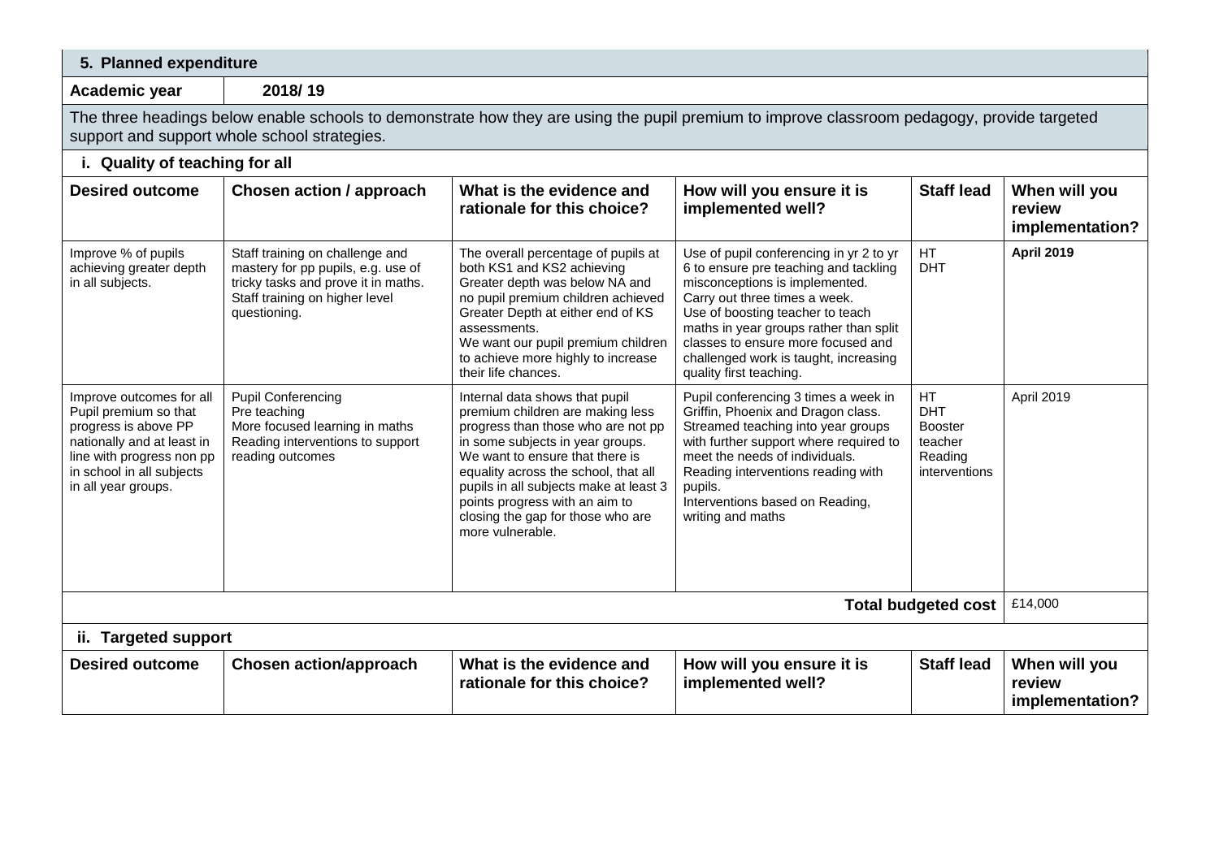## 5. Planned expenditure

| Academic year | 2018/ 19 |
|---|---|

The three headings below enable schools to demonstrate how they are using the pupil premium to improve classroom pedagogy, provide targeted support and support whole school strategies.

### i. Quality of teaching for all

| Desired outcome | Chosen action / approach | What is the evidence and rationale for this choice? | How will you ensure it is implemented well? | Staff lead | When will you review implementation? |
|---|---|---|---|---|---|
| Improve % of pupils achieving greater depth in all subjects. | Staff training on challenge and mastery for pp pupils, e.g. use of tricky tasks and prove it in maths. Staff training on higher level questioning. | The overall percentage of pupils at both KS1 and KS2 achieving Greater depth was below NA and no pupil premium children achieved Greater Depth at either end of KS assessments. We want our pupil premium children to achieve more highly to increase their life chances. | Use of pupil conferencing in yr 2 to yr 6 to ensure pre teaching and tackling misconceptions is implemented. Carry out three times a week. Use of boosting teacher to teach maths in year groups rather than split classes to ensure more focused and challenged work is taught, increasing quality first teaching. | HT DHT | **April 2019** |
| Improve outcomes for all Pupil premium so that progress is above PP nationally and at least in line with progress non pp in school in all subjects in all year groups. | Pupil Conferencing Pre teaching More focused learning in maths Reading interventions to support reading outcomes | Internal data shows that pupil premium children are making less progress than those who are not pp in some subjects in year groups. We want to ensure that there is equality across the school, that all pupils in all subjects make at least 3 points progress with an aim to closing the gap for those who are more vulnerable. | Pupil conferencing 3 times a week in Griffin, Phoenix and Dragon class. Streamed teaching into year groups with further support where required to meet the needs of individuals. Reading interventions reading with pupils. Interventions based on Reading, writing and maths | HT DHT Booster teacher Reading interventions | April 2019 |
| | | | | **Total budgeted cost** | £14,000 |

### ii. Targeted support

| Desired outcome | Chosen action/approach | What is the evidence and rationale for this choice? | How will you ensure it is implemented well? | Staff lead | When will you review implementation? |
|---|---|---|---|---|---|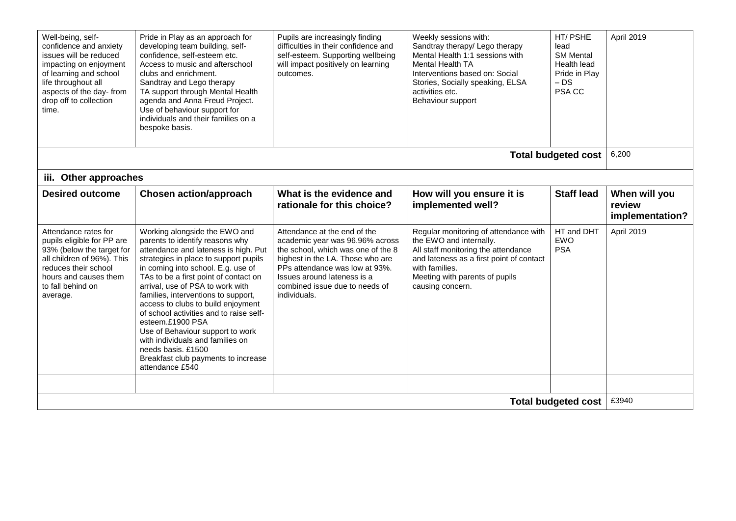| Well-being, self-confidence and anxiety issues will be reduced impacting on enjoyment of learning and school life throughout all aspects of the day- from drop off to collection time. | Pride in Play as an approach for developing team building, self-confidence, self-esteem etc.<br>Access to music and afterschool clubs and enrichment.<br>Sandtray and Lego therapy<br>TA support through Mental Health agenda and Anna Freud Project.<br>Use of behaviour support for individuals and their families on a bespoke basis. | Pupils are increasingly finding difficulties in their confidence and self-esteem. Supporting wellbeing will impact positively on learning outcomes. | Weekly sessions with:<br>Sandtray therapy/ Lego therapy<br>Mental Health 1:1 sessions with Mental Health TA<br>Interventions based on: Social Stories, Socially speaking, ELSA activities etc.<br>Behaviour support | HT/ PSHE lead<br>SM Mental Health lead<br>Pride in Play – DS<br>PSA CC | April 2019 |
|---|---|---|---|---|---|
| | | | | **Total budgeted cost** | 6,200 |

**iii. Other approaches**

| Desired outcome | Chosen action/approach | What is the evidence and rationale for this choice? | How will you ensure it is implemented well? | Staff lead | When will you review implementation? |
|---|---|---|---|---|---|
| Attendance rates for pupils eligible for PP are 93% (below the target for all children of 96%). This reduces their school hours and causes them to fall behind on average. | Working alongside the EWO and parents to identify reasons why attendance and lateness is high. Put strategies in place to support pupils in coming into school. E.g. use of TAs to be a first point of contact on arrival, use of PSA to work with families, interventions to support, access to clubs to build enjoyment of school activities and to raise self-esteem.£1900 PSA<br>Use of Behaviour support to work with individuals and families on needs basis. £1500<br>Breakfast club payments to increase attendance £540 | Attendance at the end of the academic year was 96.96% across the school, which was one of the 8 highest in the LA. Those who are PPs attendance was low at 93%. Issues around lateness is a combined issue due to needs of individuals. | Regular monitoring of attendance with the EWO and internally.<br>All staff monitoring the attendance and lateness as a first point of contact with families.<br>Meeting with parents of pupils causing concern. | HT and DHT<br>EWO<br>PSA | April 2019 |
| | | | | | |
| | | | | **Total budgeted cost** | £3940 |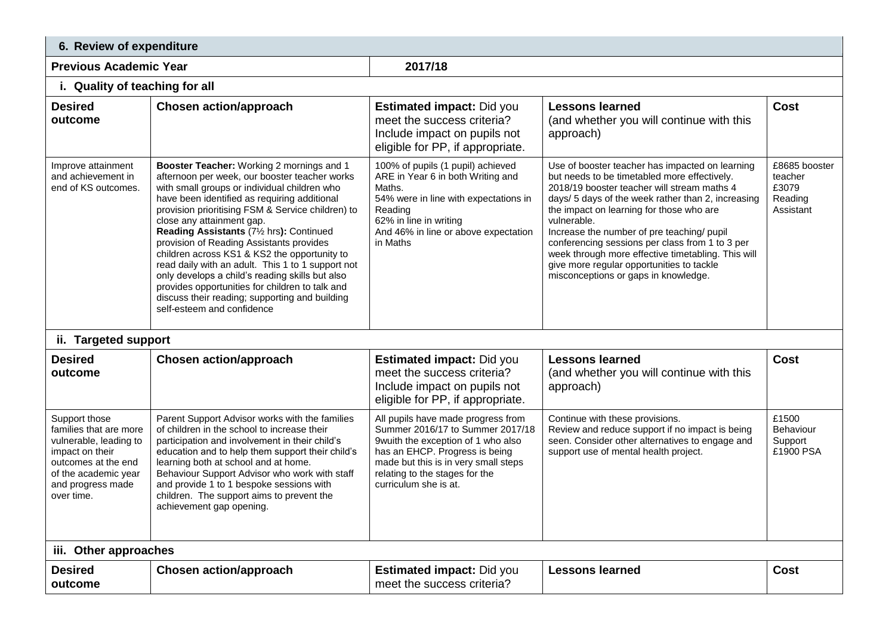## 6. Review of expenditure

| Previous Academic Year | 2017/18 |
|---|---|

### i. Quality of teaching for all

| Desired outcome | Chosen action/approach | Estimated impact: Did you meet the success criteria? Include impact on pupils not eligible for PP, if appropriate. | Lessons learned (and whether you will continue with this approach) | Cost |
|---|---|---|---|---|
| Improve attainment and achievement in end of KS outcomes. | **Booster Teacher:** Working 2 mornings and 1 afternoon per week, our booster teacher works with small groups or individual children who have been identified as requiring additional provision prioritising FSM & Service children) to close any attainment gap. **Reading Assistants** (7½ hrs**):** Continued provision of Reading Assistants provides children across KS1 & KS2 the opportunity to read daily with an adult. This 1 to 1 support not only develops a child's reading skills but also provides opportunities for children to talk and discuss their reading; supporting and building self-esteem and confidence | 100% of pupils (1 pupil) achieved ARE in Year 6 in both Writing and Maths. 54% were in line with expectations in Reading 62% in line in writing And 46% in line or above expectation in Maths | Use of booster teacher has impacted on learning but needs to be timetabled more effectively. 2018/19 booster teacher will stream maths 4 days/ 5 days of the week rather than 2, increasing the impact on learning for those who are vulnerable. Increase the number of pre teaching/ pupil conferencing sessions per class from 1 to 3 per week through more effective timetabling. This will give more regular opportunities to tackle misconceptions or gaps in knowledge. | £8685 booster teacher £3079 Reading Assistant |

### ii. Targeted support

| Desired outcome | Chosen action/approach | Estimated impact: Did you meet the success criteria? Include impact on pupils not eligible for PP, if appropriate. | Lessons learned (and whether you will continue with this approach) | Cost |
|---|---|---|---|---|
| Support those families that are more vulnerable, leading to impact on their outcomes at the end of the academic year and progress made over time. | Parent Support Advisor works with the families of children in the school to increase their participation and involvement in their child's education and to help them support their child's learning both at school and at home. Behaviour Support Advisor who work with staff and provide 1 to 1 bespoke sessions with children. The support aims to prevent the achievement gap opening. | All pupils have made progress from Summer 2016/17 to Summer 2017/18 9wuith the exception of 1 who also has an EHCP. Progress is being made but this is in very small steps relating to the stages for the curriculum she is at. | Continue with these provisions. Review and reduce support if no impact is being seen. Consider other alternatives to engage and support use of mental health project. | £1500 Behaviour Support £1900 PSA |

### iii. Other approaches

| Desired outcome | Chosen action/approach | Estimated impact: Did you meet the success criteria? | Lessons learned | Cost |
|---|---|---|---|---|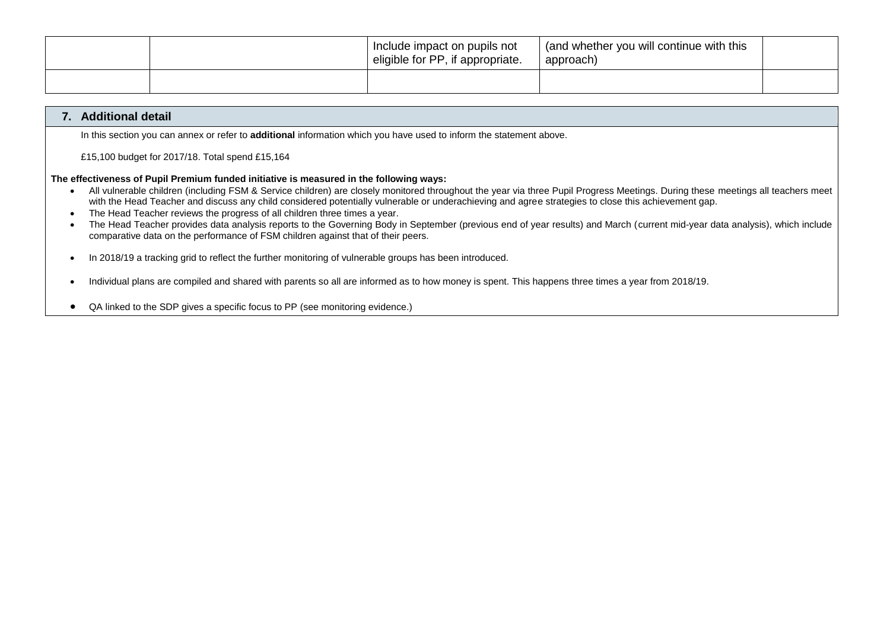| | | | | |
|---|---|---|---|---|
| | | Include impact on pupils not eligible for PP, if appropriate. | (and whether you will continue with this approach) | |
| | | | | |

## 7. Additional detail

In this section you can annex or refer to **additional** information which you have used to inform the statement above.

£15,100 budget for 2017/18. Total spend £15,164

**The effectiveness of Pupil Premium funded initiative is measured in the following ways:**

- All vulnerable children (including FSM & Service children) are closely monitored throughout the year via three Pupil Progress Meetings. During these meetings all teachers meet with the Head Teacher and discuss any child considered potentially vulnerable or underachieving and agree strategies to close this achievement gap.
- The Head Teacher reviews the progress of all children three times a year.
- The Head Teacher provides data analysis reports to the Governing Body in September (previous end of year results) and March (current mid-year data analysis), which include comparative data on the performance of FSM children against that of their peers.
- In 2018/19 a tracking grid to reflect the further monitoring of vulnerable groups has been introduced.
- Individual plans are compiled and shared with parents so all are informed as to how money is spent. This happens three times a year from 2018/19.
- QA linked to the SDP gives a specific focus to PP (see monitoring evidence.)